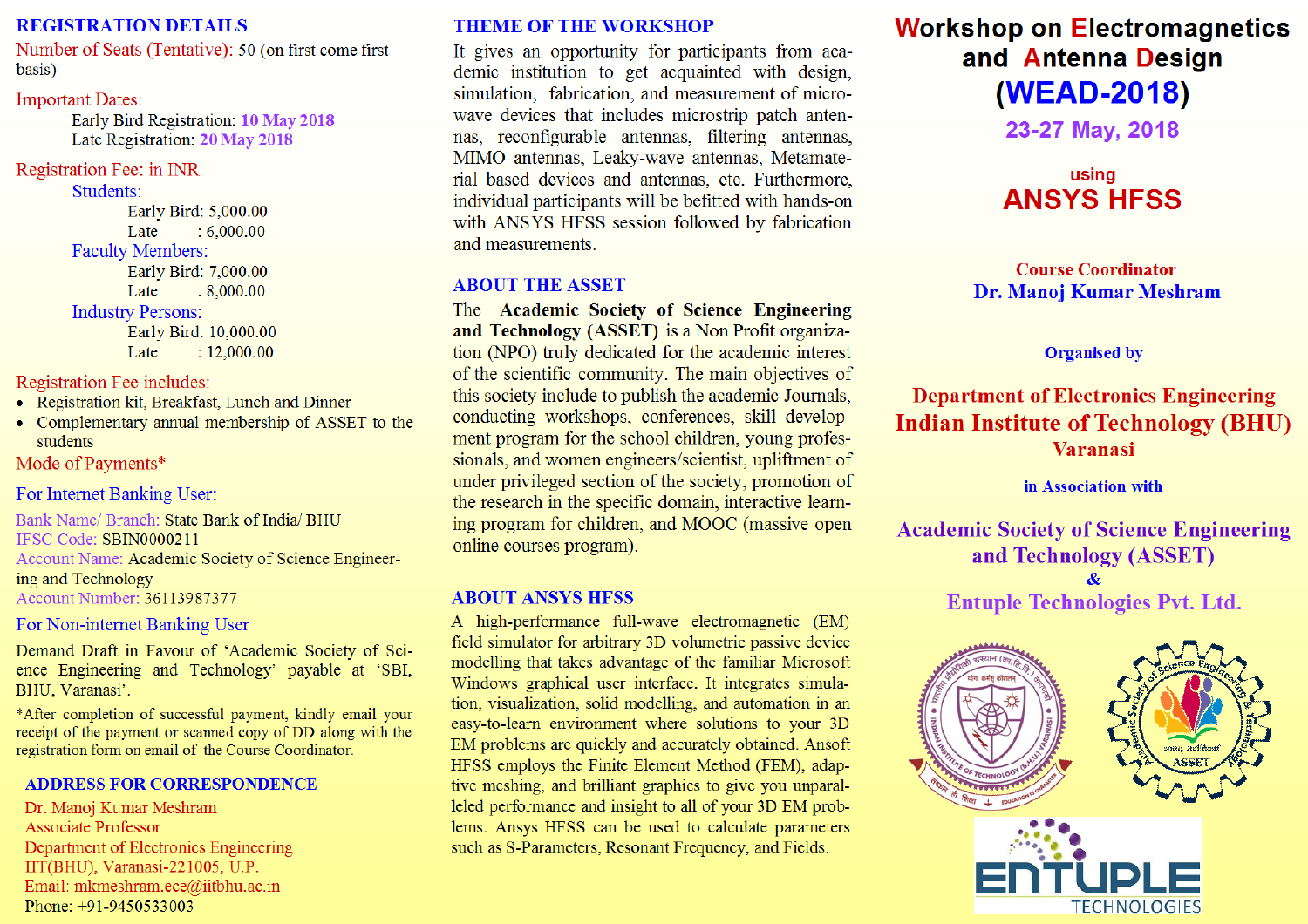# Workshop on Electromagnetics and Antenna Design (WEAD-2018)

**23-27 May, 2018**

using

## ANSYS HFSS

**Course Coordinator**

**Dr. Manoj Kumar Meshram**

**Organised by**

**Department of Electronics Engineering**

**Indian Institute of Technology (BHU)**

**Varanasi**

**in Association with**

**Academic Society of Science Engineering and Technology (ASSET)**

**&**

**Entuple Technologies Pvt. Ltd.**

## THEME OF THE WORKSHOP

It gives an opportunity for participants from academic institution to get acquainted with design, simulation, fabrication, and measurement of microwave devices that includes microstrip patch antennas, reconfigurable antennas, filtering antennas, MIMO antennas, Leaky-wave antennas, Metamaterial based devices and antennas, etc. Furthermore, individual participants will be befitted with hands-on with ANSYS HFSS session followed by fabrication and measurements.

## ABOUT THE ASSET

The **Academic Society of Science Engineering and Technology (ASSET)** is a Non Profit organization (NPO) truly dedicated for the academic interest of the scientific community. The main objectives of this society include to publish the academic Journals, conducting workshops, conferences, skill development program for the school children, young professionals, and women engineers/scientist, upliftment of under privileged section of the society, promotion of the research in the specific domain, interactive learning program for children, and MOOC (massive open online courses program).

## ABOUT ANSYS HFSS

A high-performance full-wave electromagnetic (EM) field simulator for arbitrary 3D volumetric passive device modelling that takes advantage of the familiar Microsoft Windows graphical user interface. It integrates simulation, visualization, solid modelling, and automation in an easy-to-learn environment where solutions to your 3D EM problems are quickly and accurately obtained. Ansoft HFSS employs the Finite Element Method (FEM), adaptive meshing, and brilliant graphics to give you unparalleled performance and insight to all of your 3D EM problems. Ansys HFSS can be used to calculate parameters such as S-Parameters, Resonant Frequency, and Fields.

## REGISTRATION DETAILS

Number of Seats (Tentative): 50 (on first come first basis)

Important Dates:

- Early Bird Registration: **10 May 2018**
- Late Registration: **20 May 2018**

Registration Fee: in INR

Students:
- Early Bird: 5,000.00
- Late : 6,000.00

Faculty Members:
- Early Bird: 7,000.00
- Late : 8,000.00

Industry Persons:
- Early Bird: 10,000.00
- Late : 12,000.00

Registration Fee includes:

- Registration kit, Breakfast, Lunch and Dinner
- Complementary annual membership of ASSET to the students

Mode of Payments*

For Internet Banking User:

Bank Name/ Branch: State Bank of India/ BHU
IFSC Code: SBIN0000211
Account Name: Academic Society of Science Engineering and Technology
Account Number: 36113987377

For Non-internet Banking User

Demand Draft in Favour of 'Academic Society of Science Engineering and Technology' payable at 'SBI, BHU, Varanasi'.

*After completion of successful payment, kindly email your receipt of the payment or scanned copy of DD along with the registration form on email of the Course Coordinator.

## ADDRESS FOR CORRESPONDENCE

Dr. Manoj Kumar Meshram
Associate Professor
Department of Electronics Engineering
IIT(BHU), Varanasi-221005, U.P.
Email: mkmeshram.ece@iitbhu.ac.in
Phone: +91-9450533003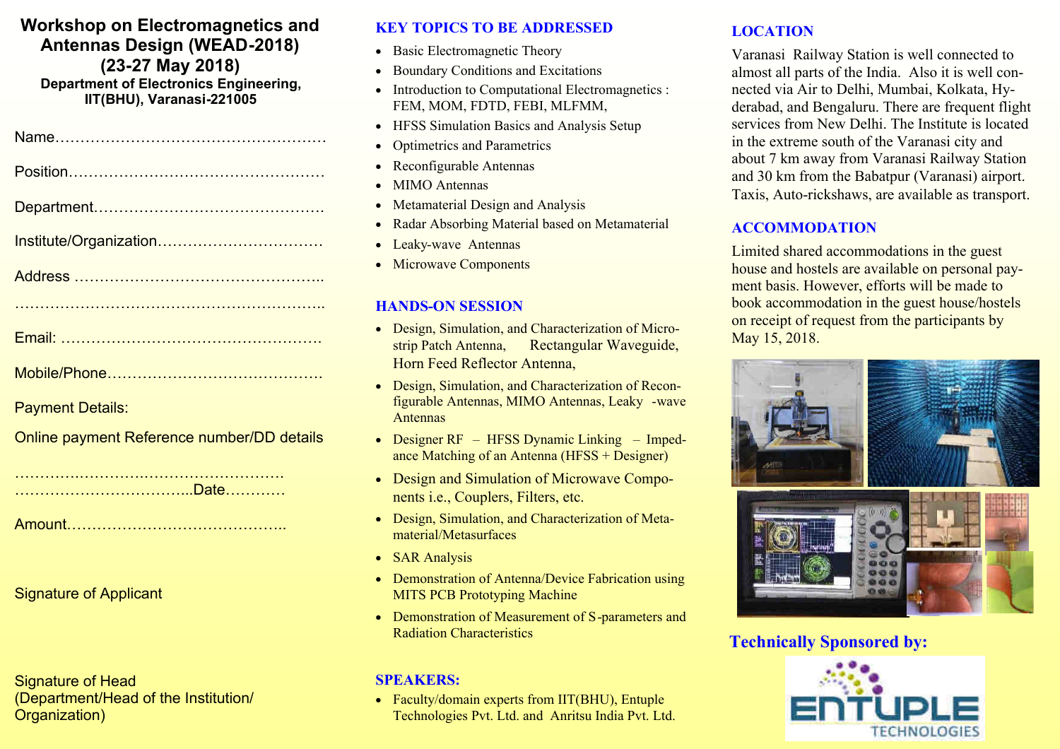# Workshop on Electromagnetics and Antennas Design (WEAD-2018) (23-27 May 2018)

**Department of Electronics Engineering, IIT(BHU), Varanasi-221005**

Name……………………………………………….

Position……………………………………………

Department……………………………………….

Institute/Organization……………………………

Address …………………………………………..

……………………………………………………..

Email: ……………………………………………

Mobile/Phone…………………………………….

Payment Details:

Online payment Reference number/DD details

……………………………………………….
……………………………...Date…………

Amount……………………………………..

Signature of Applicant

Signature of Head
(Department/Head of the Institution/
Organization)

## KEY TOPICS TO BE ADDRESSED

- Basic Electromagnetic Theory
- Boundary Conditions and Excitations
- Introduction to Computational Electromagnetics : FEM, MOM, FDTD, FEBI, MLFMM,
- HFSS Simulation Basics and Analysis Setup
- Optimetrics and Parametrics
- Reconfigurable Antennas
- MIMO Antennas
- Metamaterial Design and Analysis
- Radar Absorbing Material based on Metamaterial
- Leaky-wave Antennas
- Microwave Components

## HANDS-ON SESSION

- Design, Simulation, and Characterization of Microstrip Patch Antenna, Rectangular Waveguide, Horn Feed Reflector Antenna,
- Design, Simulation, and Characterization of Reconfigurable Antennas, MIMO Antennas, Leaky -wave Antennas
- Designer RF – HFSS Dynamic Linking – Impedance Matching of an Antenna (HFSS + Designer)
- Design and Simulation of Microwave Components i.e., Couplers, Filters, etc.
- Design, Simulation, and Characterization of Metamaterial/Metasurfaces
- SAR Analysis
- Demonstration of Antenna/Device Fabrication using MITS PCB Prototyping Machine
- Demonstration of Measurement of S-parameters and Radiation Characteristics

## SPEAKERS:

- Faculty/domain experts from IIT(BHU), Entuple Technologies Pvt. Ltd. and Anritsu India Pvt. Ltd.

## LOCATION

Varanasi Railway Station is well connected to almost all parts of the India. Also it is well connected via Air to Delhi, Mumbai, Kolkata, Hyderabad, and Bengaluru. There are frequent flight services from New Delhi. The Institute is located in the extreme south of the Varanasi city and about 7 km away from Varanasi Railway Station and 30 km from the Babatpur (Varanasi) airport. Taxis, Auto-rickshaws, are available as transport.

## ACCOMMODATION

Limited shared accommodations in the guest house and hostels are available on personal payment basis. However, efforts will be made to book accommodation in the guest house/hostels on receipt of request from the participants by May 15, 2018.

**Technically Sponsored by:**

ENTUPLE TECHNOLOGIES